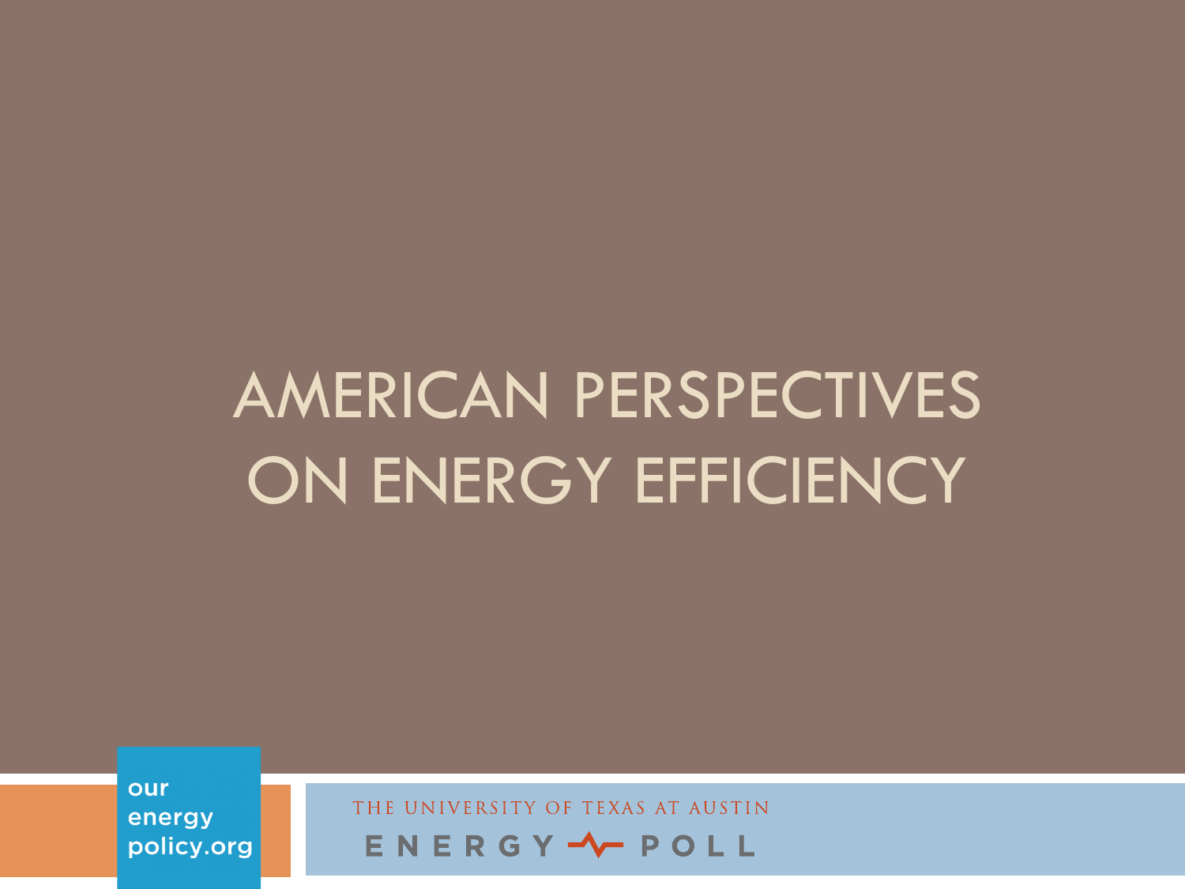# AMERICAN PERSPECTIVES ON ENERGY EFFICIENCY

our energy policy.org

THE UNIVERSITY OF TEXAS AT AUSTIN

ENERGY POLL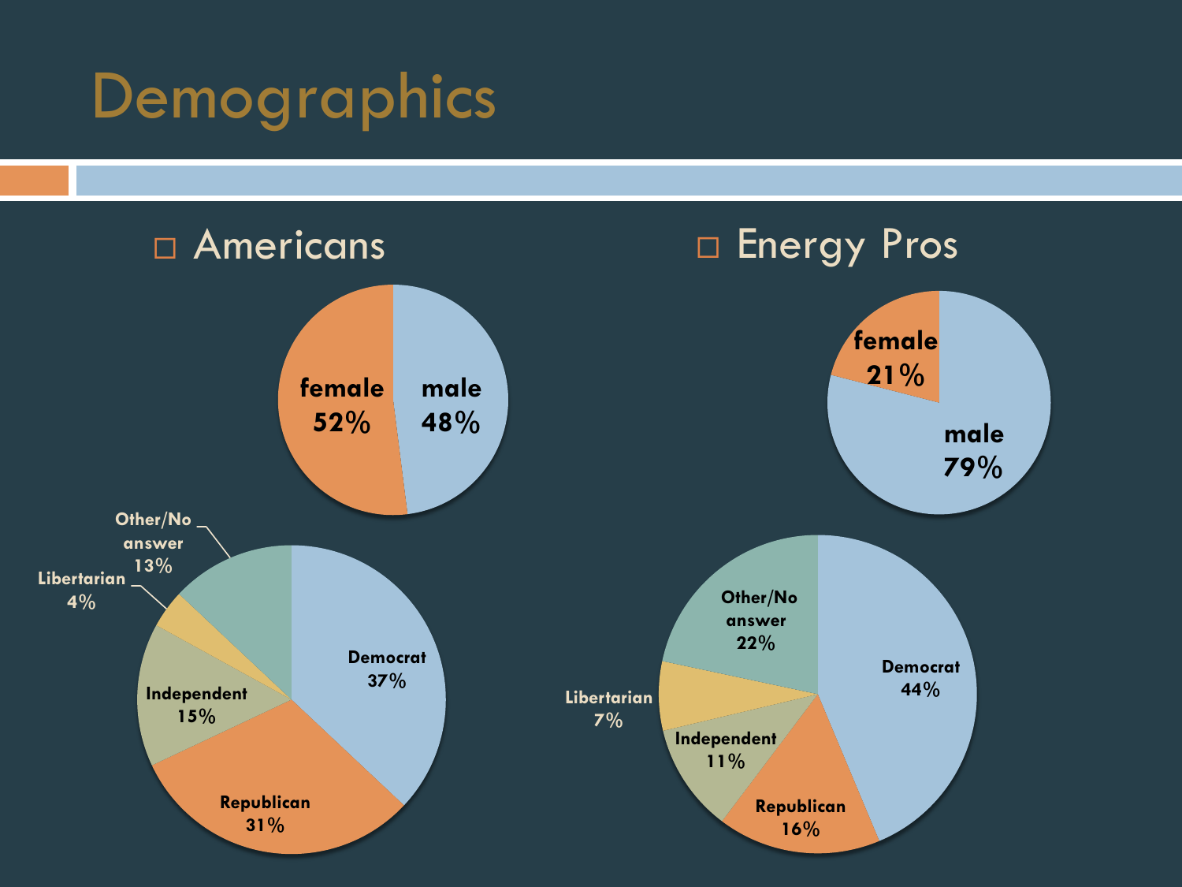# Demographics

- Americans

female 52%
male 48%

Democrat 37%
Republican 31%
Independent 15%
Libertarian 4%
Other/No answer 13%

- Energy Pros

female 21%
male 79%

Democrat 44%
Republican 16%
Independent 11%
Libertarian 7%
Other/No answer 22%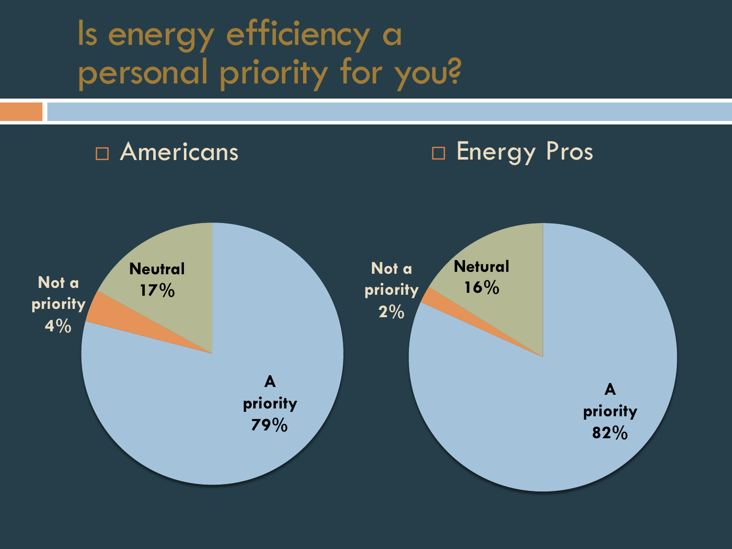# Is energy efficiency a personal priority for you?

- Americans
- Energy Pros

| Response | Americans | Energy Pros |
|---|---|---|
| A priority | 79% | 82% |
| Neutral | 17% | 16% |
| Not a priority | 4% | 2% |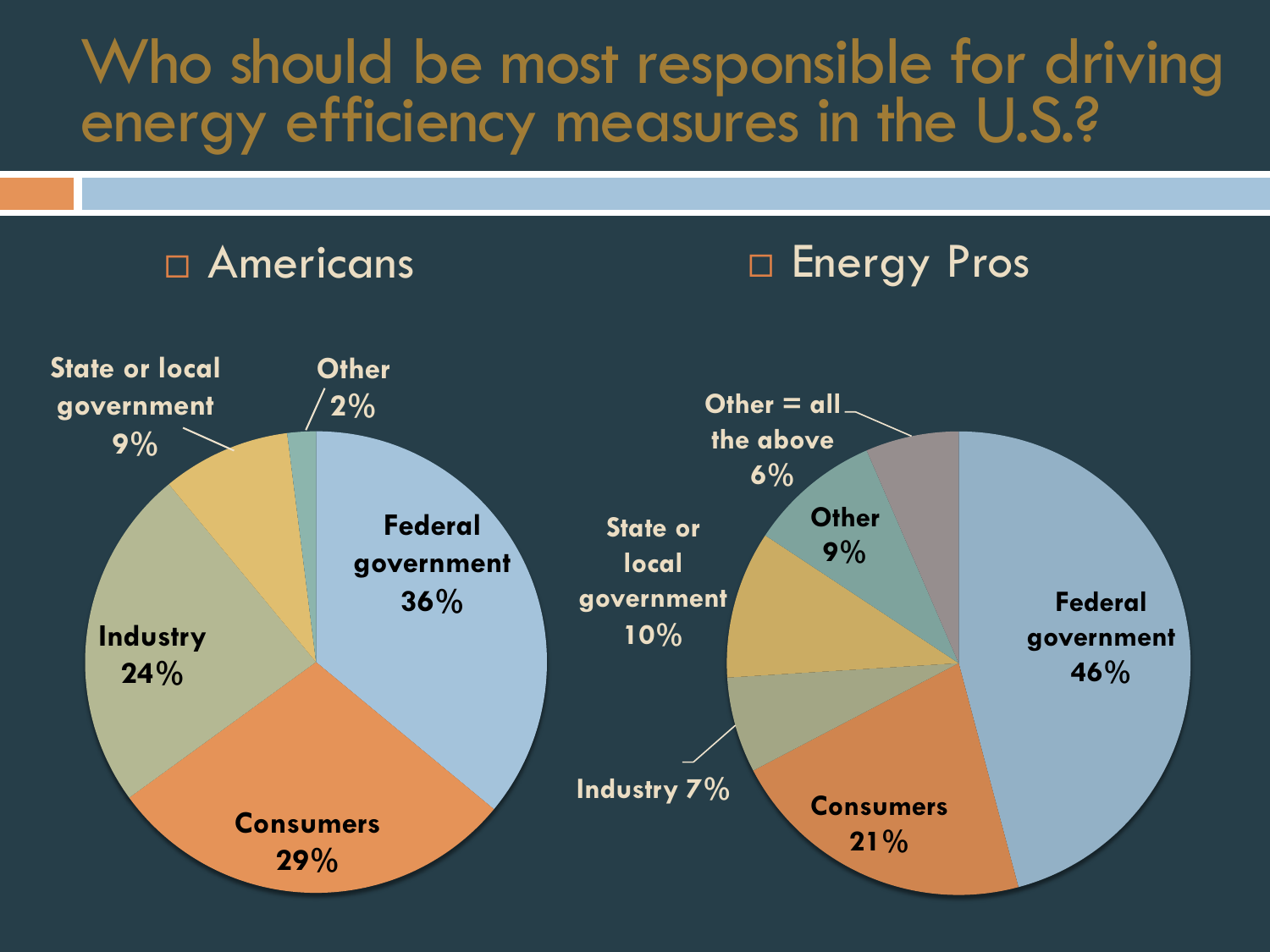# Who should be most responsible for driving energy efficiency measures in the U.S.?

- Americans
- Energy Pros

| Response | Americans | Energy Pros |
| --- | --- | --- |
| Federal government | 36% | 46% |
| Consumers | 29% | 21% |
| Industry | 24% | 7% |
| State or local government | 9% | 10% |
| Other | 2% | 9% |
| Other = all the above | | 6% |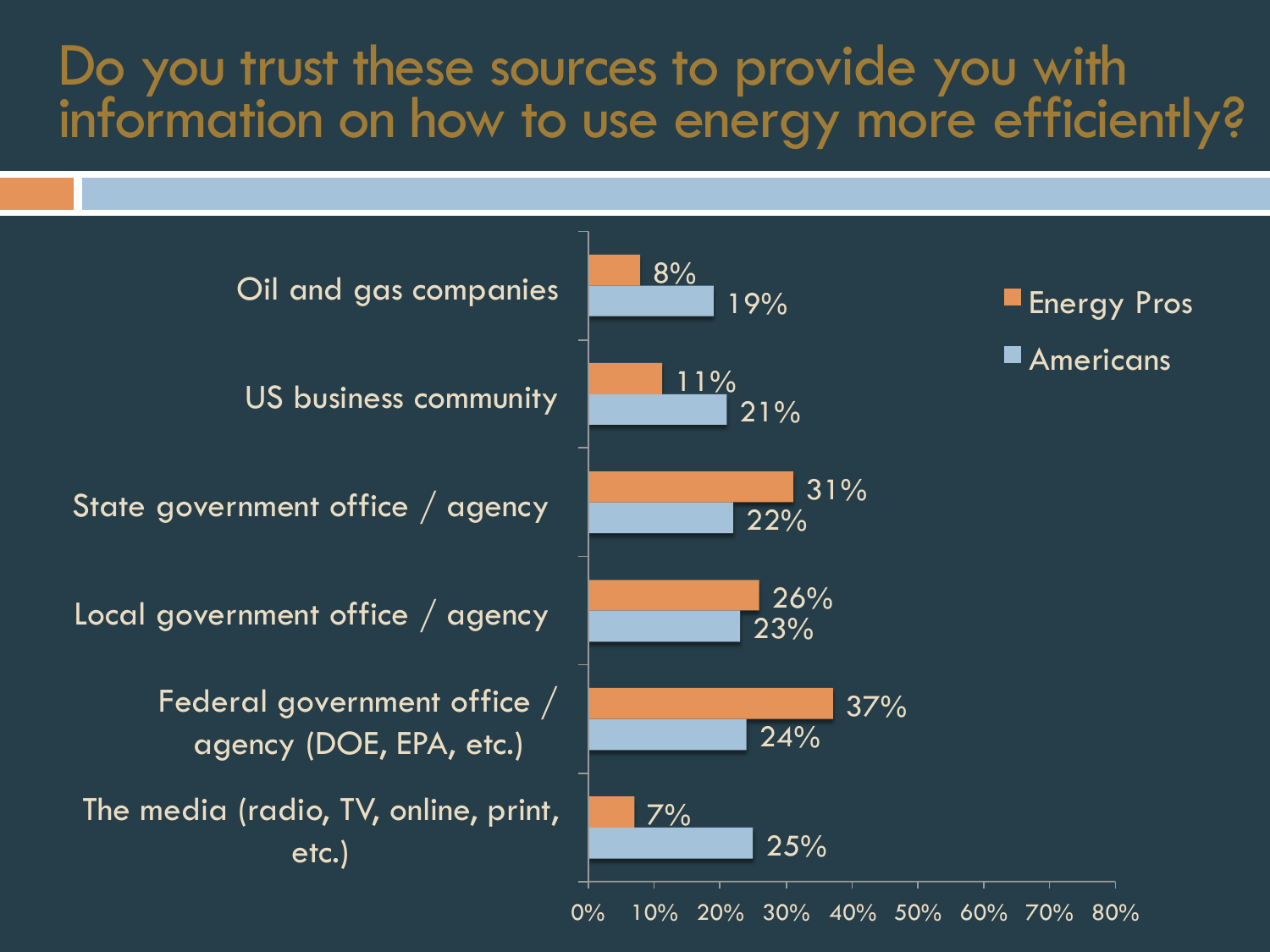# Do you trust these sources to provide you with information on how to use energy more efficiently?

| Source | Energy Pros | Americans |
| --- | --- | --- |
| Oil and gas companies | 8% | 19% |
| US business community | 11% | 21% |
| State government office / agency | 31% | 22% |
| Local government office / agency | 26% | 23% |
| Federal government office / agency (DOE, EPA, etc.) | 37% | 24% |
| The media (radio, TV, online, print, etc.) | 7% | 25% |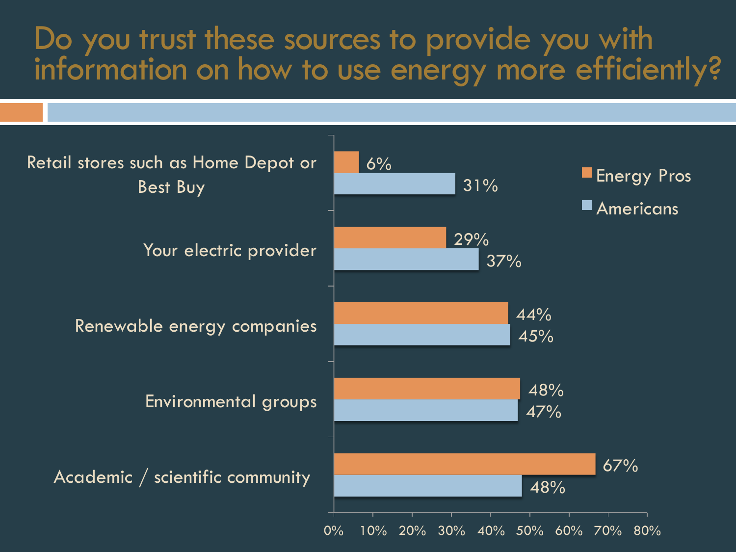# Do you trust these sources to provide you with information on how to use energy more efficiently?

| Source | Energy Pros | Americans |
| --- | --- | --- |
| Retail stores such as Home Depot or Best Buy | 6% | 31% |
| Your electric provider | 29% | 37% |
| Renewable energy companies | 44% | 45% |
| Environmental groups | 48% | 47% |
| Academic / scientific community | 67% | 48% |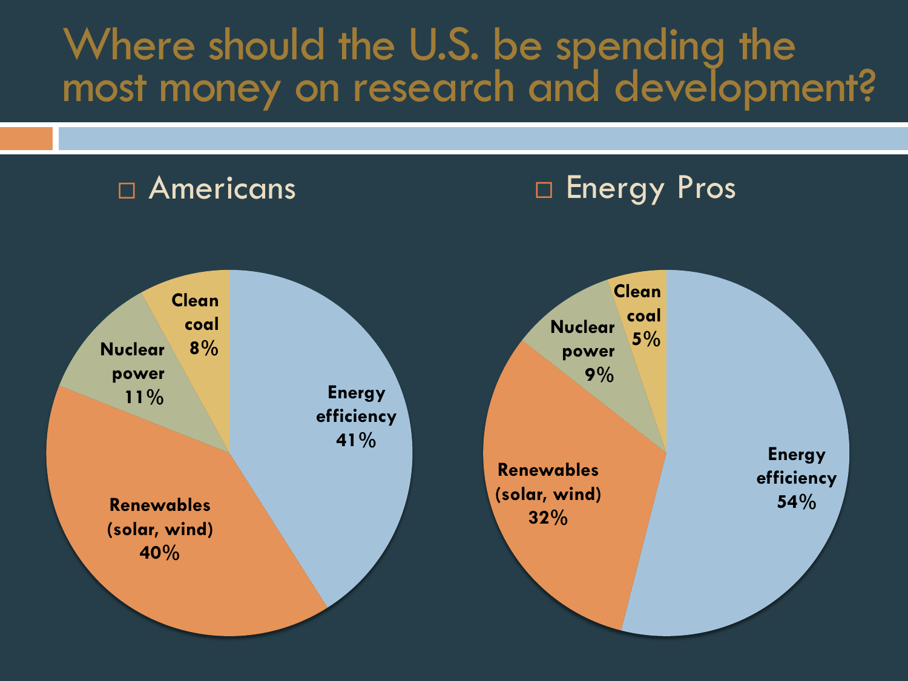# Where should the U.S. be spending the most money on research and development?

- Americans
- Energy Pros

| Category | Americans | Energy Pros |
|---|---|---|
| Energy efficiency | 41% | 54% |
| Renewables (solar, wind) | 40% | 32% |
| Nuclear power | 11% | 9% |
| Clean coal | 8% | 5% |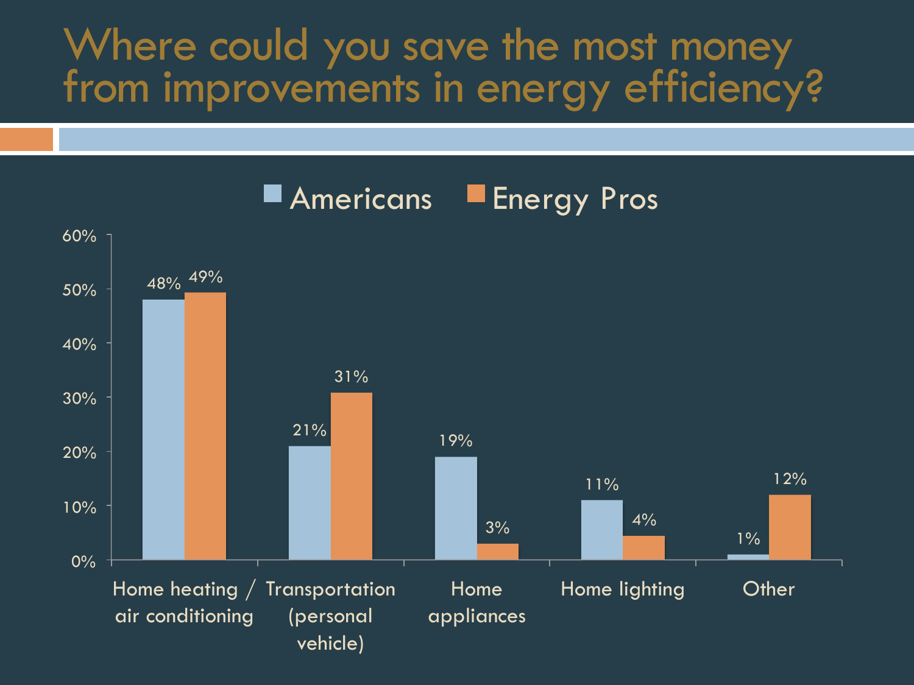# Where could you save the most money from improvements in energy efficiency?

| | Americans | Energy Pros |
|---|---|---|
| Home heating / air conditioning | 48% | 49% |
| Transportation (personal vehicle) | 21% | 31% |
| Home appliances | 19% | 3% |
| Home lighting | 11% | 4% |
| Other | 1% | 12% |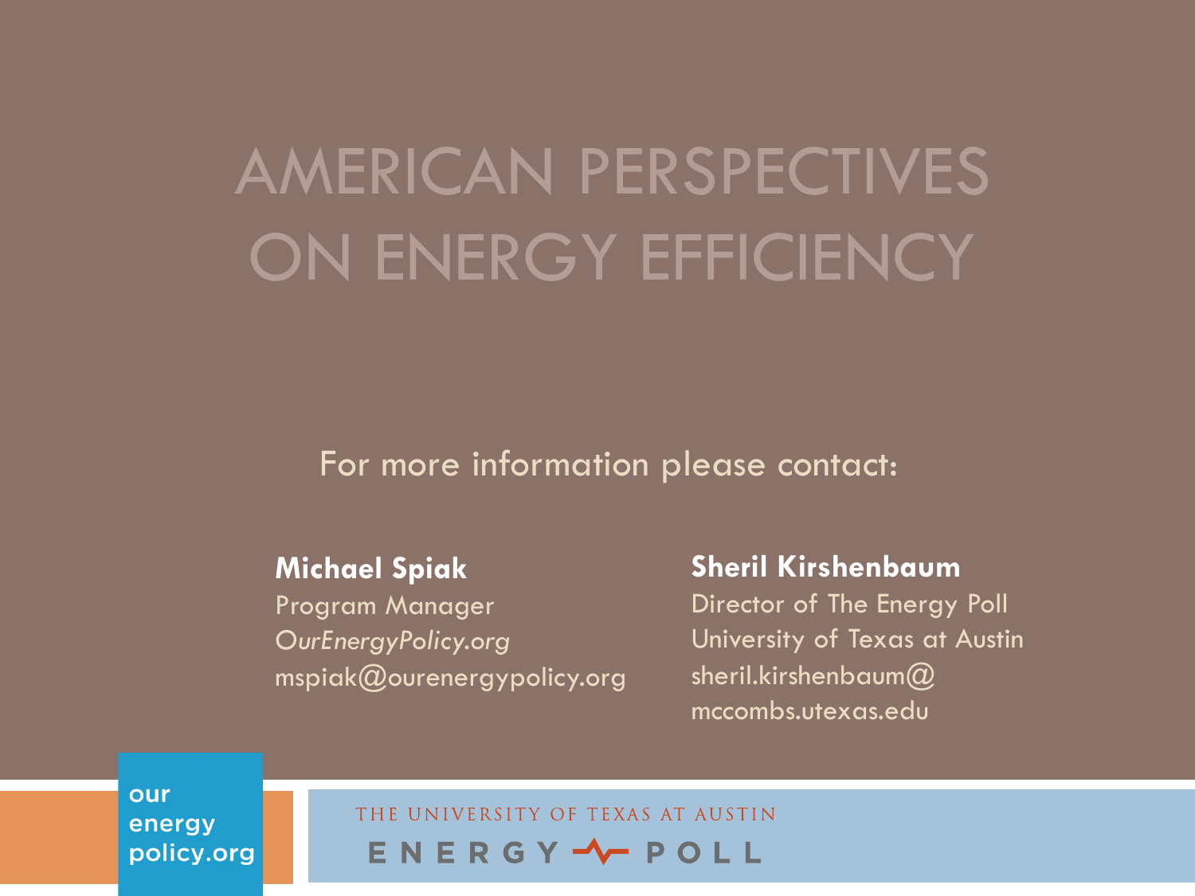# AMERICAN PERSPECTIVES ON ENERGY EFFICIENCY

For more information please contact:

**Michael Spiak**
Program Manager
*OurEnergyPolicy.org*
mspiak@ourenergypolicy.org

**Sheril Kirshenbaum**
Director of The Energy Poll
University of Texas at Austin
sheril.kirshenbaum@
mccombs.utexas.edu

our energy policy.org

THE UNIVERSITY OF TEXAS AT AUSTIN
ENERGY POLL